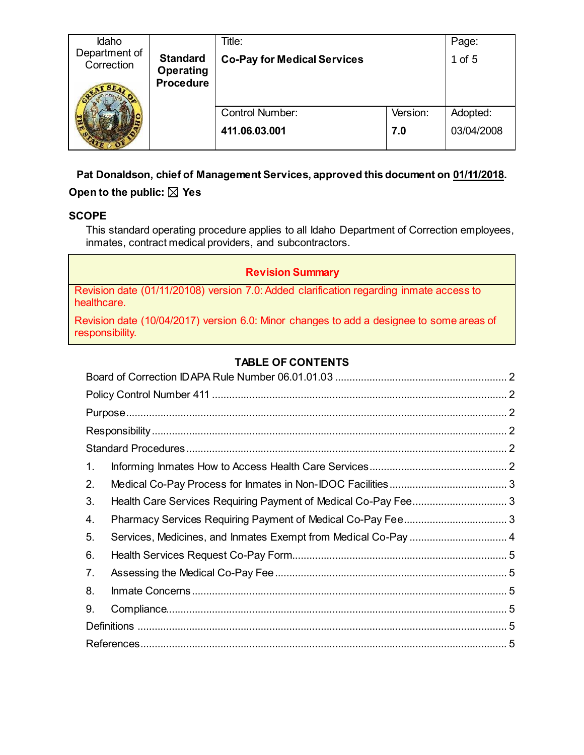| Idaho Department of Correction | Standard Operating Procedure | Title: **Co-Pay for Medical Services** | | Page: 1 of 5 |
|---|---|---|---|---|
| | | Control Number: **411.06.03.001** | Version: **7.0** | Adopted: 03/04/2008 |

**Pat Donaldson, chief of Management Services, approved this document on 01/11/2018.**

**Open to the public:** ☒ **Yes**

## SCOPE

This standard operating procedure applies to all Idaho Department of Correction employees, inmates, contract medical providers, and subcontractors.

| **Revision Summary** |
|---|
| Revision date (01/11/20108) version 7.0: Added clarification regarding inmate access to healthcare. |
| Revision date (10/04/2017) version 6.0: Minor changes to add a designee to some areas of responsibility. |

## TABLE OF CONTENTS

- Board of Correction IDAPA Rule Number 06.01.01.03 ..... 2
- Policy Control Number 411 ..... 2
- Purpose ..... 2
- Responsibility ..... 2
- Standard Procedures ..... 2
  1. Informing Inmates How to Access Health Care Services ..... 2
  2. Medical Co-Pay Process for Inmates in Non-IDOC Facilities ..... 3
  3. Health Care Services Requiring Payment of Medical Co-Pay Fee ..... 3
  4. Pharmacy Services Requiring Payment of Medical Co-Pay Fee ..... 3
  5. Services, Medicines, and Inmates Exempt from Medical Co-Pay ..... 4
  6. Health Services Request Co-Pay Form ..... 5
  7. Assessing the Medical Co-Pay Fee ..... 5
  8. Inmate Concerns ..... 5
  9. Compliance ..... 5
- Definitions ..... 5
- References ..... 5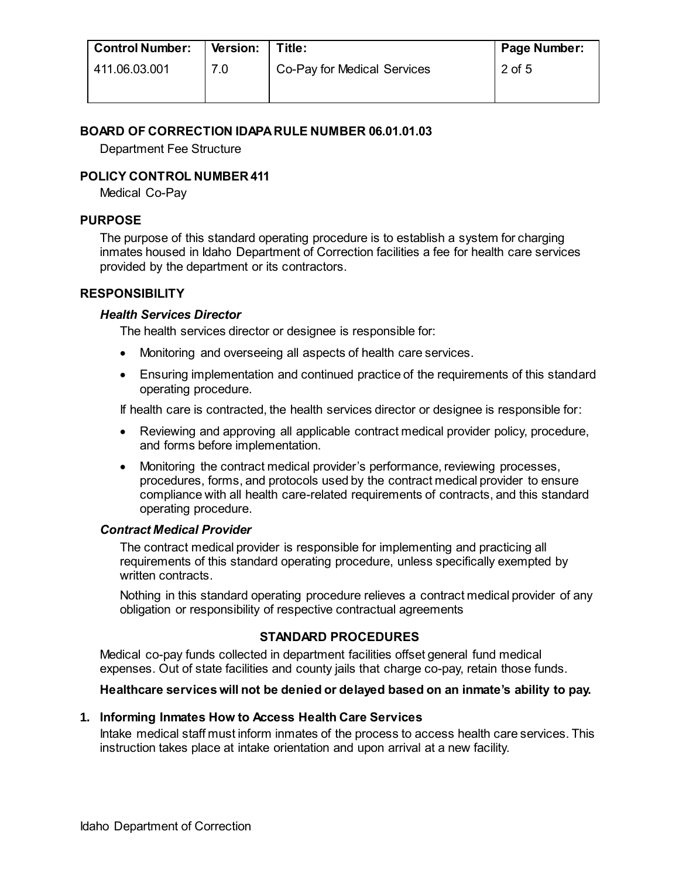## BOARD OF CORRECTION IDAPA RULE NUMBER 06.01.01.03

Department Fee Structure

## POLICY CONTROL NUMBER 411

Medical Co-Pay

## PURPOSE

The purpose of this standard operating procedure is to establish a system for charging inmates housed in Idaho Department of Correction facilities a fee for health care services provided by the department or its contractors.

## RESPONSIBILITY

### *Health Services Director*

The health services director or designee is responsible for:

- Monitoring and overseeing all aspects of health care services.
- Ensuring implementation and continued practice of the requirements of this standard operating procedure.

If health care is contracted, the health services director or designee is responsible for:

- Reviewing and approving all applicable contract medical provider policy, procedure, and forms before implementation.
- Monitoring the contract medical provider's performance, reviewing processes, procedures, forms, and protocols used by the contract medical provider to ensure compliance with all health care-related requirements of contracts, and this standard operating procedure.

### *Contract Medical Provider*

The contract medical provider is responsible for implementing and practicing all requirements of this standard operating procedure, unless specifically exempted by written contracts.

Nothing in this standard operating procedure relieves a contract medical provider of any obligation or responsibility of respective contractual agreements

## STANDARD PROCEDURES

Medical co-pay funds collected in department facilities offset general fund medical expenses. Out of state facilities and county jails that charge co-pay, retain those funds.

**Healthcare services will not be denied or delayed based on an inmate's ability to pay.**

### 1. Informing Inmates How to Access Health Care Services

Intake medical staff must inform inmates of the process to access health care services. This instruction takes place at intake orientation and upon arrival at a new facility.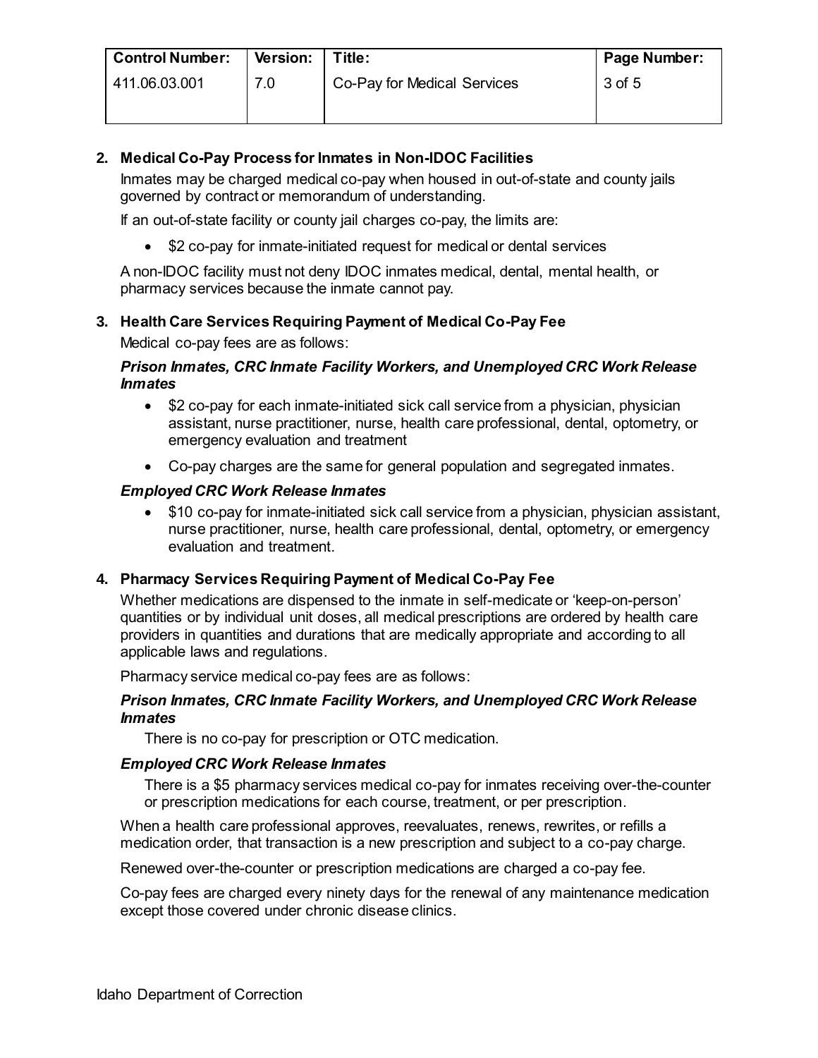## 2. Medical Co-Pay Process for Inmates in Non-IDOC Facilities

Inmates may be charged medical co-pay when housed in out-of-state and county jails governed by contract or memorandum of understanding.

If an out-of-state facility or county jail charges co-pay, the limits are:

- $2 co-pay for inmate-initiated request for medical or dental services

A non-IDOC facility must not deny IDOC inmates medical, dental, mental health, or pharmacy services because the inmate cannot pay.

## 3. Health Care Services Requiring Payment of Medical Co-Pay Fee

Medical co-pay fees are as follows:

***Prison Inmates, CRC Inmate Facility Workers, and Unemployed CRC Work Release Inmates***

- $2 co-pay for each inmate-initiated sick call service from a physician, physician assistant, nurse practitioner, nurse, health care professional, dental, optometry, or emergency evaluation and treatment
- Co-pay charges are the same for general population and segregated inmates.

***Employed CRC Work Release Inmates***

- $10 co-pay for inmate-initiated sick call service from a physician, physician assistant, nurse practitioner, nurse, health care professional, dental, optometry, or emergency evaluation and treatment.

## 4. Pharmacy Services Requiring Payment of Medical Co-Pay Fee

Whether medications are dispensed to the inmate in self-medicate or 'keep-on-person' quantities or by individual unit doses, all medical prescriptions are ordered by health care providers in quantities and durations that are medically appropriate and according to all applicable laws and regulations.

Pharmacy service medical co-pay fees are as follows:

***Prison Inmates, CRC Inmate Facility Workers, and Unemployed CRC Work Release Inmates***

There is no co-pay for prescription or OTC medication.

***Employed CRC Work Release Inmates***

There is a $5 pharmacy services medical co-pay for inmates receiving over-the-counter or prescription medications for each course, treatment, or per prescription.

When a health care professional approves, reevaluates, renews, rewrites, or refills a medication order, that transaction is a new prescription and subject to a co-pay charge.

Renewed over-the-counter or prescription medications are charged a co-pay fee.

Co-pay fees are charged every ninety days for the renewal of any maintenance medication except those covered under chronic disease clinics.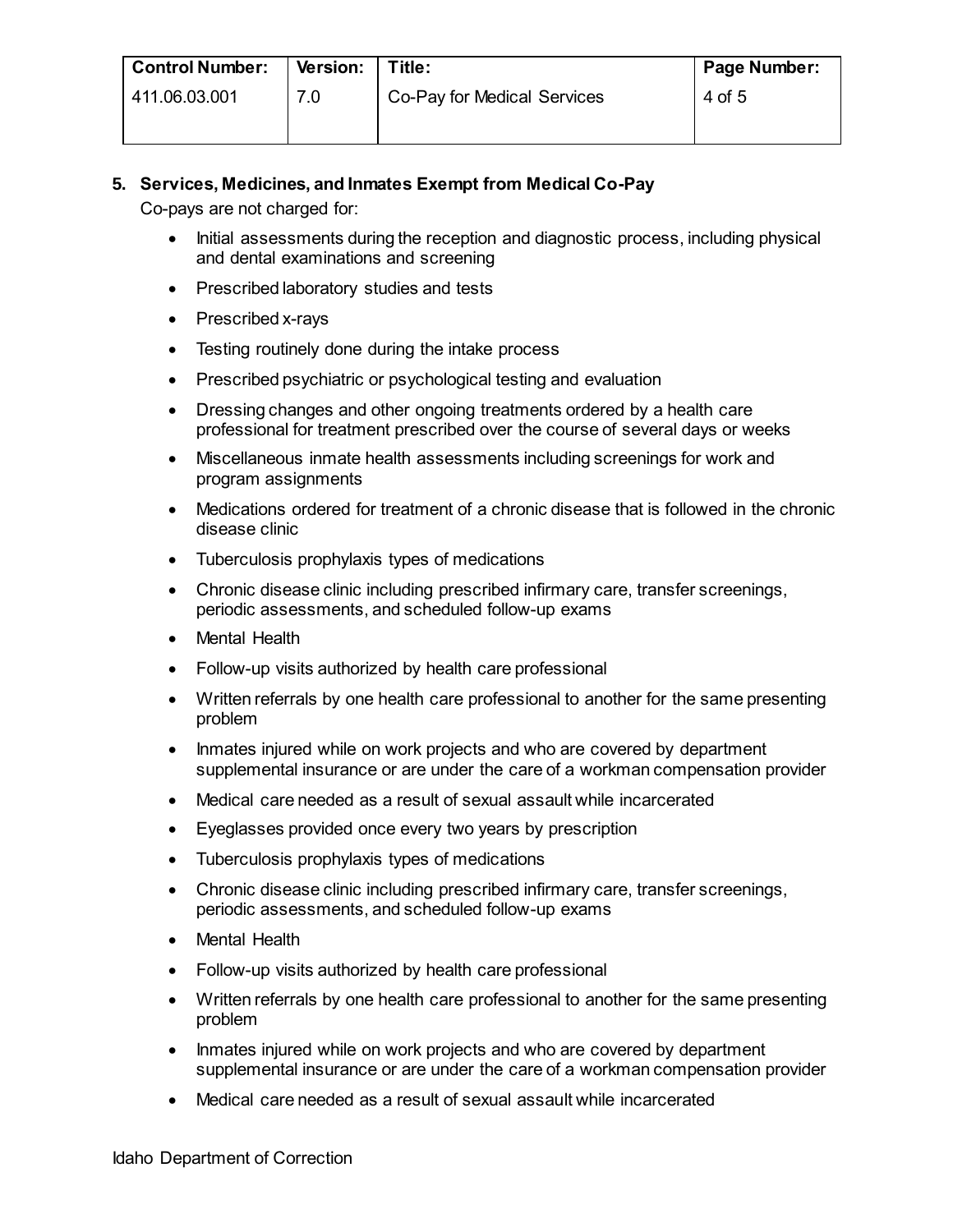**5. Services, Medicines, and Inmates Exempt from Medical Co-Pay**

Co-pays are not charged for:

- Initial assessments during the reception and diagnostic process, including physical and dental examinations and screening
- Prescribed laboratory studies and tests
- Prescribed x-rays
- Testing routinely done during the intake process
- Prescribed psychiatric or psychological testing and evaluation
- Dressing changes and other ongoing treatments ordered by a health care professional for treatment prescribed over the course of several days or weeks
- Miscellaneous inmate health assessments including screenings for work and program assignments
- Medications ordered for treatment of a chronic disease that is followed in the chronic disease clinic
- Tuberculosis prophylaxis types of medications
- Chronic disease clinic including prescribed infirmary care, transfer screenings, periodic assessments, and scheduled follow-up exams
- Mental Health
- Follow-up visits authorized by health care professional
- Written referrals by one health care professional to another for the same presenting problem
- Inmates injured while on work projects and who are covered by department supplemental insurance or are under the care of a workman compensation provider
- Medical care needed as a result of sexual assault while incarcerated
- Eyeglasses provided once every two years by prescription
- Tuberculosis prophylaxis types of medications
- Chronic disease clinic including prescribed infirmary care, transfer screenings, periodic assessments, and scheduled follow-up exams
- Mental Health
- Follow-up visits authorized by health care professional
- Written referrals by one health care professional to another for the same presenting problem
- Inmates injured while on work projects and who are covered by department supplemental insurance or are under the care of a workman compensation provider
- Medical care needed as a result of sexual assault while incarcerated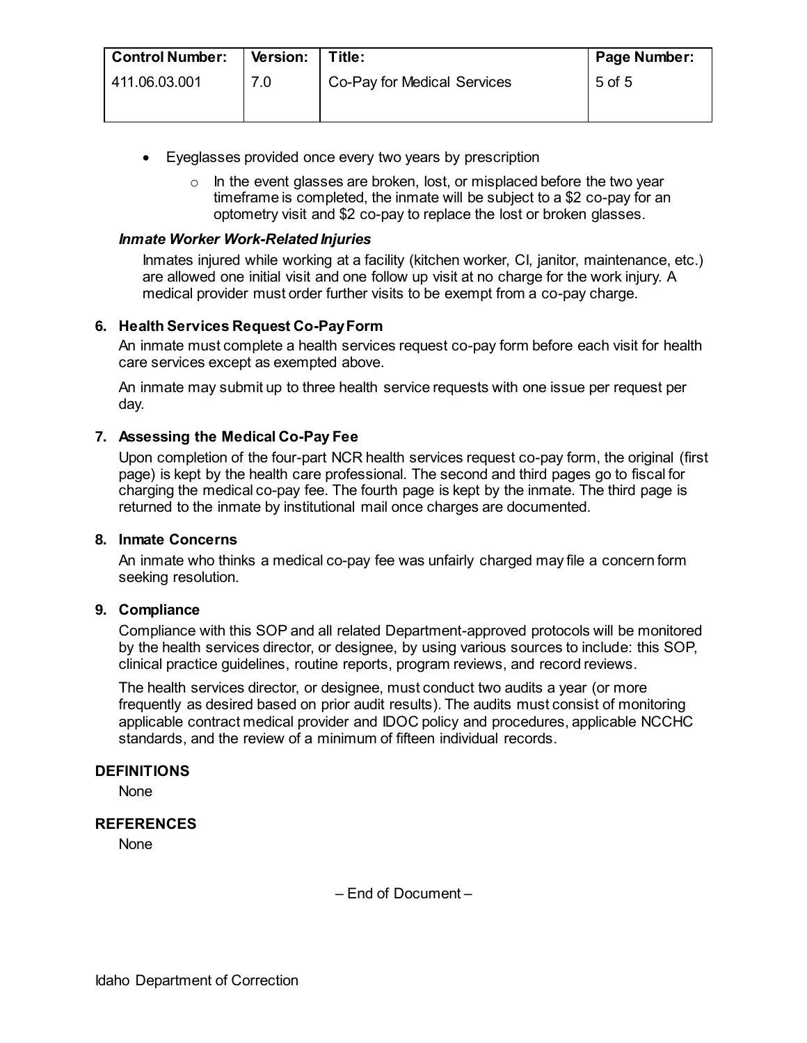- Eyeglasses provided once every two years by prescription
    - In the event glasses are broken, lost, or misplaced before the two year timeframe is completed, the inmate will be subject to a $2 co-pay for an optometry visit and $2 co-pay to replace the lost or broken glasses.

***Inmate Worker Work-Related Injuries***

Inmates injured while working at a facility (kitchen worker, CI, janitor, maintenance, etc.) are allowed one initial visit and one follow up visit at no charge for the work injury. A medical provider must order further visits to be exempt from a co-pay charge.

### 6. Health Services Request Co-Pay Form

An inmate must complete a health services request co-pay form before each visit for health care services except as exempted above.

An inmate may submit up to three health service requests with one issue per request per day.

### 7. Assessing the Medical Co-Pay Fee

Upon completion of the four-part NCR health services request co-pay form, the original (first page) is kept by the health care professional. The second and third pages go to fiscal for charging the medical co-pay fee. The fourth page is kept by the inmate. The third page is returned to the inmate by institutional mail once charges are documented.

### 8. Inmate Concerns

An inmate who thinks a medical co-pay fee was unfairly charged may file a concern form seeking resolution.

### 9. Compliance

Compliance with this SOP and all related Department-approved protocols will be monitored by the health services director, or designee, by using various sources to include: this SOP, clinical practice guidelines, routine reports, program reviews, and record reviews.

The health services director, or designee, must conduct two audits a year (or more frequently as desired based on prior audit results). The audits must consist of monitoring applicable contract medical provider and IDOC policy and procedures, applicable NCCHC standards, and the review of a minimum of fifteen individual records.

## DEFINITIONS

None

## REFERENCES

None

– End of Document –